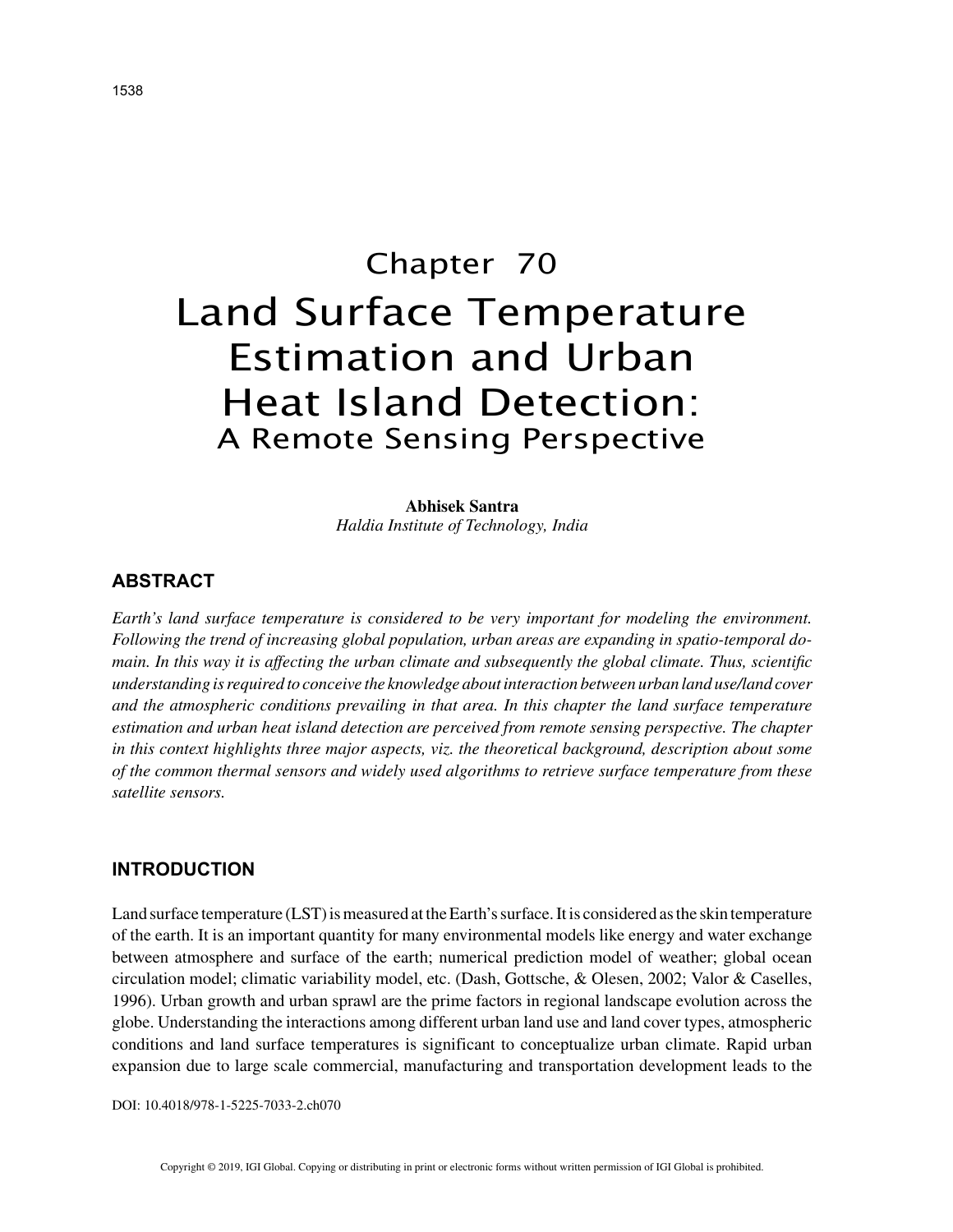# Chapter 70
# Land Surface Temperature Estimation and Urban Heat Island Detection:
## A Remote Sensing Perspective

**Abhisek Santra**
*Haldia Institute of Technology, India*

## ABSTRACT

*Earth's land surface temperature is considered to be very important for modeling the environment. Following the trend of increasing global population, urban areas are expanding in spatio-temporal domain. In this way it is affecting the urban climate and subsequently the global climate. Thus, scientific understanding is required to conceive the knowledge about interaction between urban land use/land cover and the atmospheric conditions prevailing in that area. In this chapter the land surface temperature estimation and urban heat island detection are perceived from remote sensing perspective. The chapter in this context highlights three major aspects, viz. the theoretical background, description about some of the common thermal sensors and widely used algorithms to retrieve surface temperature from these satellite sensors.*

## INTRODUCTION

Land surface temperature (LST) is measured at the Earth's surface. It is considered as the skin temperature of the earth. It is an important quantity for many environmental models like energy and water exchange between atmosphere and surface of the earth; numerical prediction model of weather; global ocean circulation model; climatic variability model, etc. (Dash, Gottsche, & Olesen, 2002; Valor & Caselles, 1996). Urban growth and urban sprawl are the prime factors in regional landscape evolution across the globe. Understanding the interactions among different urban land use and land cover types, atmospheric conditions and land surface temperatures is significant to conceptualize urban climate. Rapid urban expansion due to large scale commercial, manufacturing and transportation development leads to the

DOI: 10.4018/978-1-5225-7033-2.ch070

Copyright © 2019, IGI Global. Copying or distributing in print or electronic forms without written permission of IGI Global is prohibited.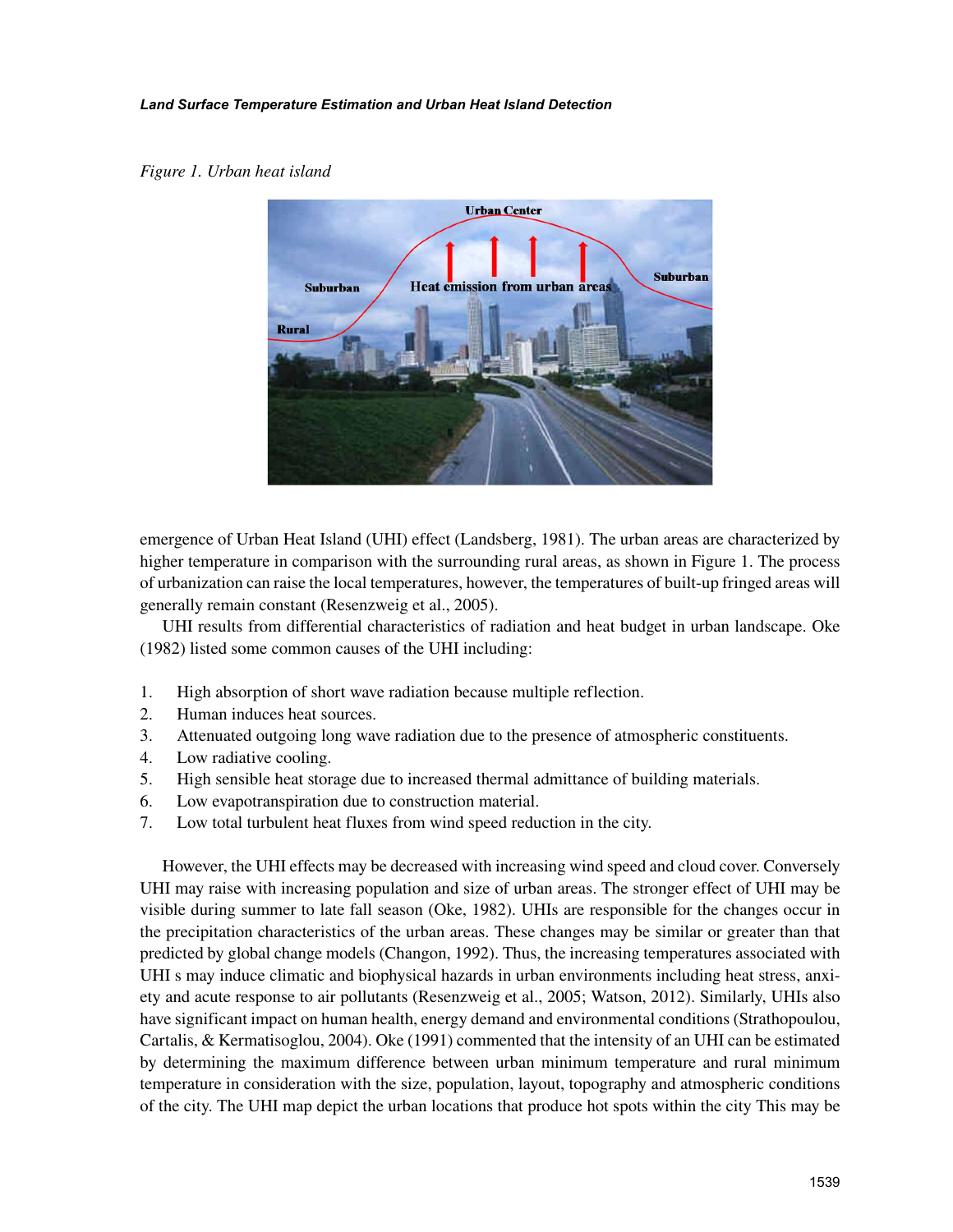*Figure 1. Urban heat island*

emergence of Urban Heat Island (UHI) effect (Landsberg, 1981). The urban areas are characterized by higher temperature in comparison with the surrounding rural areas, as shown in Figure 1. The process of urbanization can raise the local temperatures, however, the temperatures of built-up fringed areas will generally remain constant (Resenzweig et al., 2005).

UHI results from differential characteristics of radiation and heat budget in urban landscape. Oke (1982) listed some common causes of the UHI including:

1. High absorption of short wave radiation because multiple reflection.
2. Human induces heat sources.
3. Attenuated outgoing long wave radiation due to the presence of atmospheric constituents.
4. Low radiative cooling.
5. High sensible heat storage due to increased thermal admittance of building materials.
6. Low evapotranspiration due to construction material.
7. Low total turbulent heat fluxes from wind speed reduction in the city.

However, the UHI effects may be decreased with increasing wind speed and cloud cover. Conversely UHI may raise with increasing population and size of urban areas. The stronger effect of UHI may be visible during summer to late fall season (Oke, 1982). UHIs are responsible for the changes occur in the precipitation characteristics of the urban areas. These changes may be similar or greater than that predicted by global change models (Changon, 1992). Thus, the increasing temperatures associated with UHI s may induce climatic and biophysical hazards in urban environments including heat stress, anxiety and acute response to air pollutants (Resenzweig et al., 2005; Watson, 2012). Similarly, UHIs also have significant impact on human health, energy demand and environmental conditions (Strathopoulou, Cartalis, & Kermatisoglou, 2004). Oke (1991) commented that the intensity of an UHI can be estimated by determining the maximum difference between urban minimum temperature and rural minimum temperature in consideration with the size, population, layout, topography and atmospheric conditions of the city. The UHI map depict the urban locations that produce hot spots within the city This may be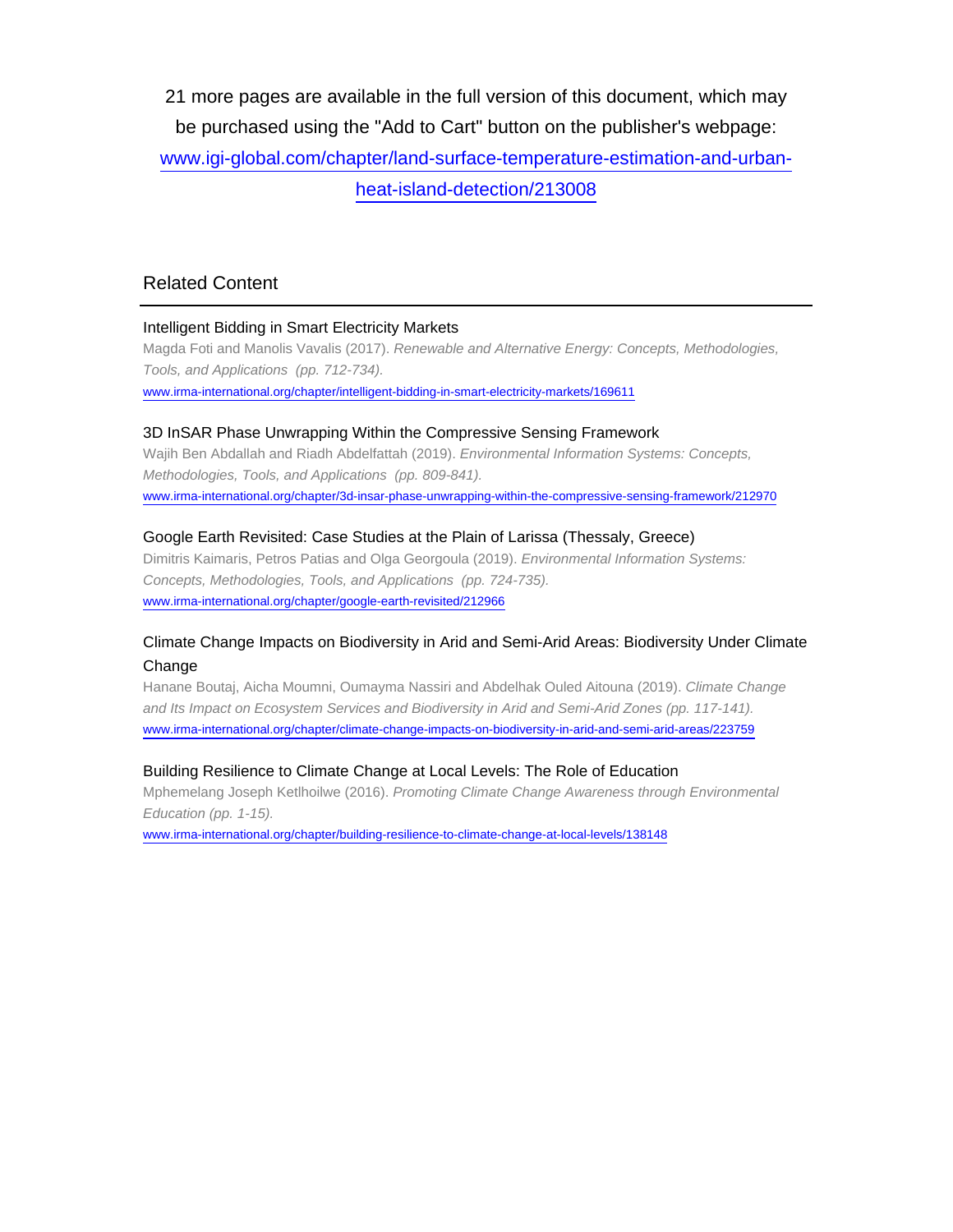21 more pages are available in the full version of this document, which may be purchased using the "Add to Cart" button on the publisher's webpage: [www.igi-global.com/chapter/land-surface-temperature-estimation-and-urban-heat-island-detection/213008](www.igi-global.com/chapter/land-surface-temperature-estimation-and-urban-heat-island-detection/213008)

## Related Content

**Intelligent Bidding in Smart Electricity Markets**
Magda Foti and Manolis Vavalis (2017). *Renewable and Alternative Energy: Concepts, Methodologies, Tools, and Applications (pp. 712-734).*
[www.irma-international.org/chapter/intelligent-bidding-in-smart-electricity-markets/169611](www.irma-international.org/chapter/intelligent-bidding-in-smart-electricity-markets/169611)

**3D InSAR Phase Unwrapping Within the Compressive Sensing Framework**
Wajih Ben Abdallah and Riadh Abdelfattah (2019). *Environmental Information Systems: Concepts, Methodologies, Tools, and Applications (pp. 809-841).*
[www.irma-international.org/chapter/3d-insar-phase-unwrapping-within-the-compressive-sensing-framework/212970](www.irma-international.org/chapter/3d-insar-phase-unwrapping-within-the-compressive-sensing-framework/212970)

**Google Earth Revisited: Case Studies at the Plain of Larissa (Thessaly, Greece)**
Dimitris Kaimaris, Petros Patias and Olga Georgoula (2019). *Environmental Information Systems: Concepts, Methodologies, Tools, and Applications (pp. 724-735).*
[www.irma-international.org/chapter/google-earth-revisited/212966](www.irma-international.org/chapter/google-earth-revisited/212966)

**Climate Change Impacts on Biodiversity in Arid and Semi-Arid Areas: Biodiversity Under Climate Change**
Hanane Boutaj, Aicha Moumni, Oumayma Nassiri and Abdelhak Ouled Aitouna (2019). *Climate Change and Its Impact on Ecosystem Services and Biodiversity in Arid and Semi-Arid Zones (pp. 117-141).*
[www.irma-international.org/chapter/climate-change-impacts-on-biodiversity-in-arid-and-semi-arid-areas/223759](www.irma-international.org/chapter/climate-change-impacts-on-biodiversity-in-arid-and-semi-arid-areas/223759)

**Building Resilience to Climate Change at Local Levels: The Role of Education**
Mphemelang Joseph Ketlhoilwe (2016). *Promoting Climate Change Awareness through Environmental Education (pp. 1-15).*
[www.irma-international.org/chapter/building-resilience-to-climate-change-at-local-levels/138148](www.irma-international.org/chapter/building-resilience-to-climate-change-at-local-levels/138148)